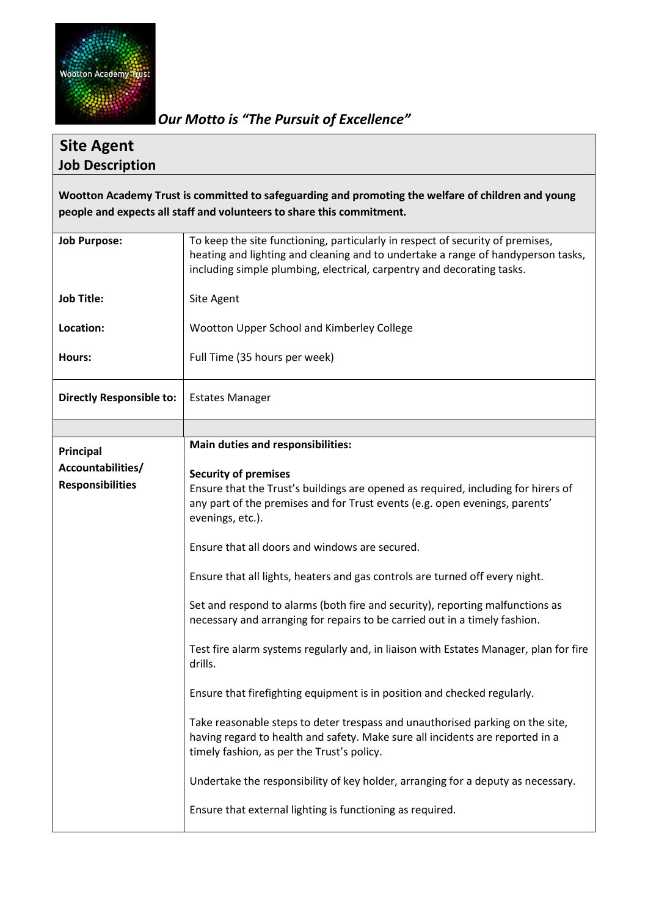*Our Motto is "The Pursuit of Excellence"*

## Site Agent
### Job Description

**Wootton Academy Trust is committed to safeguarding and promoting the welfare of children and young people and expects all staff and volunteers to share this commitment.**

| | |
|---|---|
| **Job Purpose:** | To keep the site functioning, particularly in respect of security of premises, heating and lighting and cleaning and to undertake a range of handyperson tasks, including simple plumbing, electrical, carpentry and decorating tasks. |
| **Job Title:** | Site Agent |
| **Location:** | Wootton Upper School and Kimberley College |
| **Hours:** | Full Time (35 hours per week) |
| **Directly Responsible to:** | Estates Manager |
| | |
| **Principal Accountabilities/ Responsibilities** | **Main duties and responsibilities:**<br><br>**Security of premises**<br>Ensure that the Trust's buildings are opened as required, including for hirers of any part of the premises and for Trust events (e.g. open evenings, parents' evenings, etc.).<br><br>Ensure that all doors and windows are secured.<br><br>Ensure that all lights, heaters and gas controls are turned off every night.<br><br>Set and respond to alarms (both fire and security), reporting malfunctions as necessary and arranging for repairs to be carried out in a timely fashion.<br><br>Test fire alarm systems regularly and, in liaison with Estates Manager, plan for fire drills.<br><br>Ensure that firefighting equipment is in position and checked regularly.<br><br>Take reasonable steps to deter trespass and unauthorised parking on the site, having regard to health and safety. Make sure all incidents are reported in a timely fashion, as per the Trust's policy.<br><br>Undertake the responsibility of key holder, arranging for a deputy as necessary.<br><br>Ensure that external lighting is functioning as required. |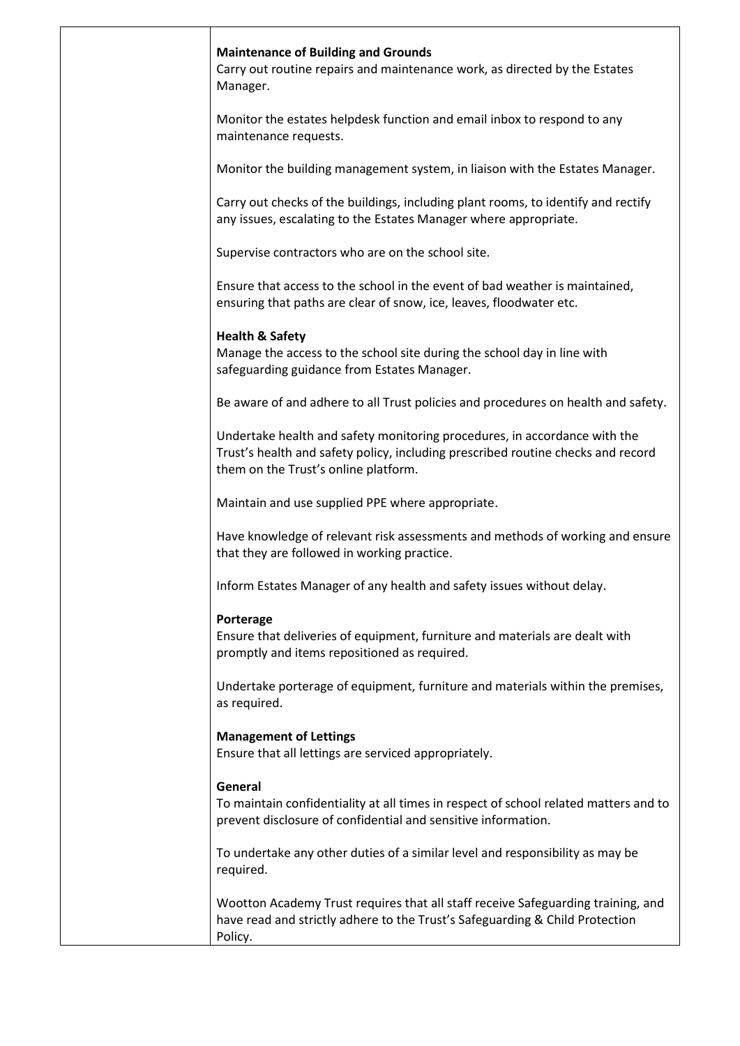| | |
|---|---|
| | **Maintenance of Building and Grounds**<br>Carry out routine repairs and maintenance work, as directed by the Estates Manager.<br><br>Monitor the estates helpdesk function and email inbox to respond to any maintenance requests.<br><br>Monitor the building management system, in liaison with the Estates Manager.<br><br>Carry out checks of the buildings, including plant rooms, to identify and rectify any issues, escalating to the Estates Manager where appropriate.<br><br>Supervise contractors who are on the school site.<br><br>Ensure that access to the school in the event of bad weather is maintained, ensuring that paths are clear of snow, ice, leaves, floodwater etc.<br><br>**Health & Safety**<br>Manage the access to the school site during the school day in line with safeguarding guidance from Estates Manager.<br><br>Be aware of and adhere to all Trust policies and procedures on health and safety.<br><br>Undertake health and safety monitoring procedures, in accordance with the Trust's health and safety policy, including prescribed routine checks and record them on the Trust's online platform.<br><br>Maintain and use supplied PPE where appropriate.<br><br>Have knowledge of relevant risk assessments and methods of working and ensure that they are followed in working practice.<br><br>Inform Estates Manager of any health and safety issues without delay.<br><br>**Porterage**<br>Ensure that deliveries of equipment, furniture and materials are dealt with promptly and items repositioned as required.<br><br>Undertake porterage of equipment, furniture and materials within the premises, as required.<br><br>**Management of Lettings**<br>Ensure that all lettings are serviced appropriately.<br><br>**General**<br>To maintain confidentiality at all times in respect of school related matters and to prevent disclosure of confidential and sensitive information.<br><br>To undertake any other duties of a similar level and responsibility as may be required.<br><br>Wootton Academy Trust requires that all staff receive Safeguarding training, and have read and strictly adhere to the Trust's Safeguarding & Child Protection Policy. |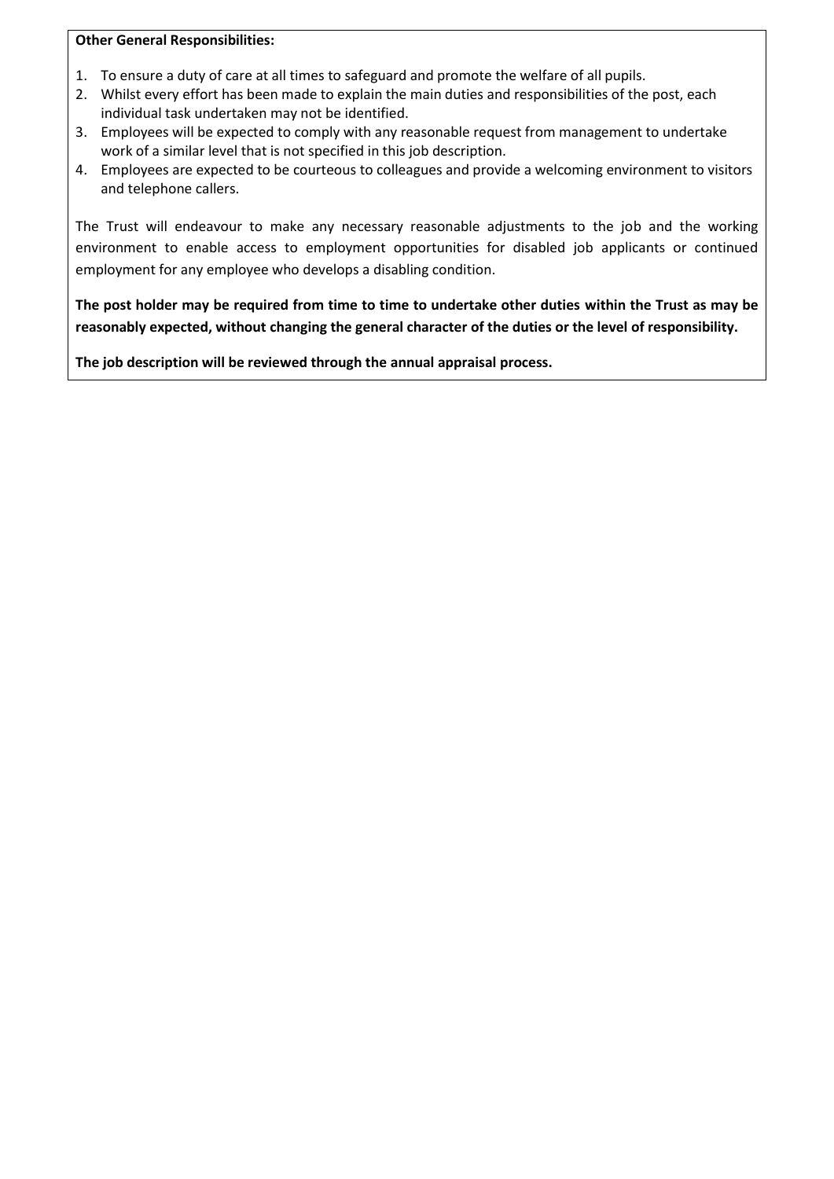**Other General Responsibilities:**

1. To ensure a duty of care at all times to safeguard and promote the welfare of all pupils.
2. Whilst every effort has been made to explain the main duties and responsibilities of the post, each individual task undertaken may not be identified.
3. Employees will be expected to comply with any reasonable request from management to undertake work of a similar level that is not specified in this job description.
4. Employees are expected to be courteous to colleagues and provide a welcoming environment to visitors and telephone callers.

The Trust will endeavour to make any necessary reasonable adjustments to the job and the working environment to enable access to employment opportunities for disabled job applicants or continued employment for any employee who develops a disabling condition.

**The post holder may be required from time to time to undertake other duties within the Trust as may be reasonably expected, without changing the general character of the duties or the level of responsibility.**

**The job description will be reviewed through the annual appraisal process.**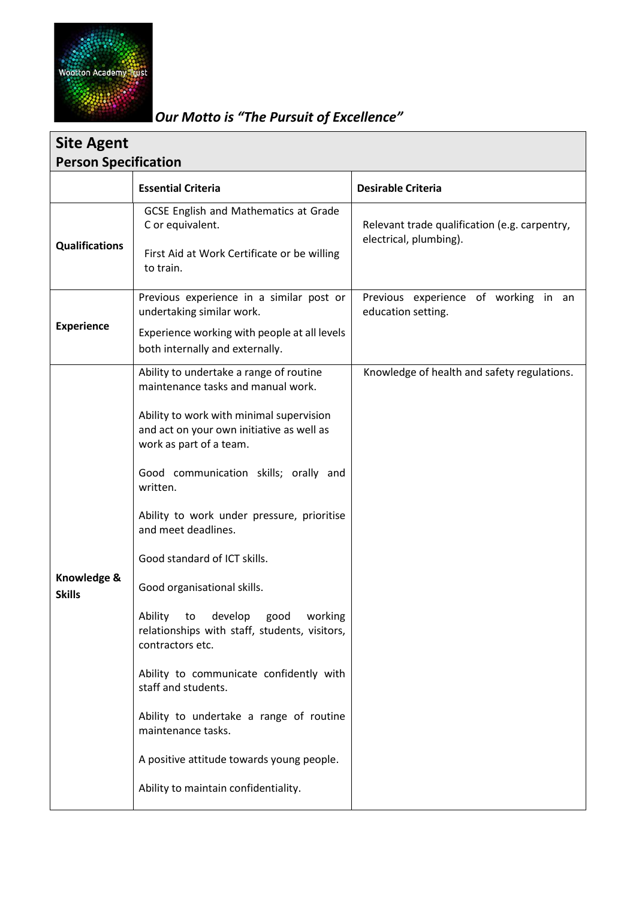*Our Motto is "The Pursuit of Excellence"*

## Site Agent
### Person Specification

| | Essential Criteria | Desirable Criteria |
|---|---|---|
| **Qualifications** | GCSE English and Mathematics at Grade C or equivalent.<br><br>First Aid at Work Certificate or be willing to train. | Relevant trade qualification (e.g. carpentry, electrical, plumbing). |
| **Experience** | Previous experience in a similar post or undertaking similar work.<br><br>Experience working with people at all levels both internally and externally. | Previous experience of working in an education setting. |
| **Knowledge & Skills** | Ability to undertake a range of routine maintenance tasks and manual work.<br><br>Ability to work with minimal supervision and act on your own initiative as well as work as part of a team.<br><br>Good communication skills; orally and written.<br><br>Ability to work under pressure, prioritise and meet deadlines.<br><br>Good standard of ICT skills.<br><br>Good organisational skills.<br><br>Ability to develop good working relationships with staff, students, visitors, contractors etc.<br><br>Ability to communicate confidently with staff and students.<br><br>Ability to undertake a range of routine maintenance tasks.<br><br>A positive attitude towards young people.<br><br>Ability to maintain confidentiality. | Knowledge of health and safety regulations. |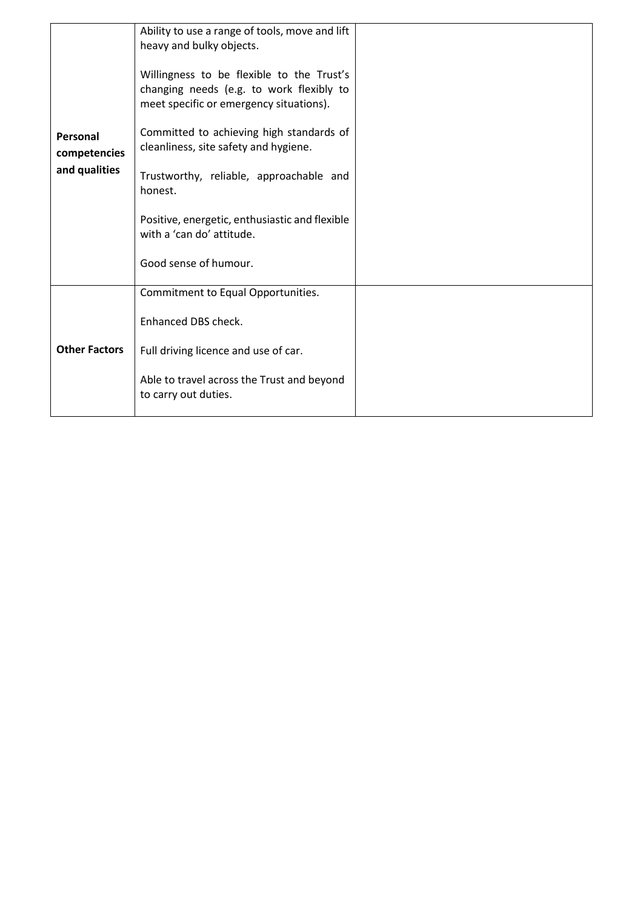| | | |
|---|---|---|
| Personal competencies and qualities | Ability to use a range of tools, move and lift heavy and bulky objects.<br><br>Willingness to be flexible to the Trust's changing needs (e.g. to work flexibly to meet specific or emergency situations).<br><br>Committed to achieving high standards of cleanliness, site safety and hygiene.<br><br>Trustworthy, reliable, approachable and honest.<br><br>Positive, energetic, enthusiastic and flexible with a 'can do' attitude.<br><br>Good sense of humour. | |
| Other Factors | Commitment to Equal Opportunities.<br><br>Enhanced DBS check.<br><br>Full driving licence and use of car.<br><br>Able to travel across the Trust and beyond to carry out duties. | |